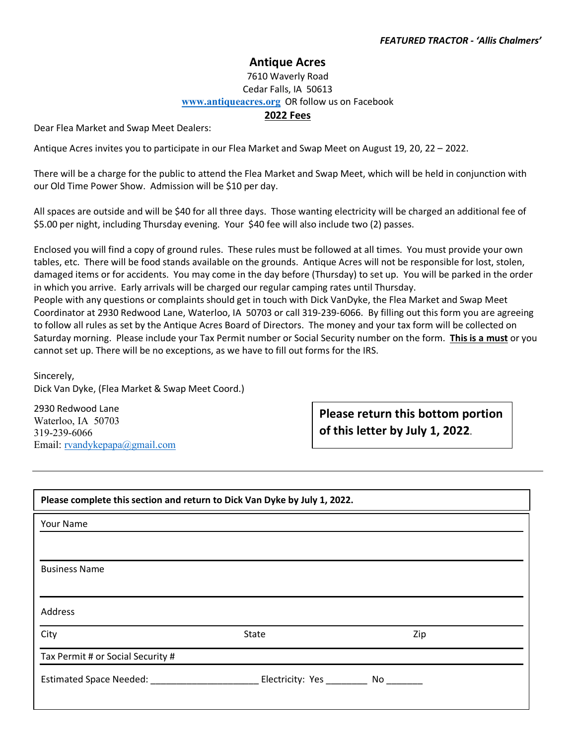*FEATURED TRACTOR - 'Allis Chalmers'*

# Antique Acres

7610 Waverly Road
Cedar Falls, IA 50613
**www.antiqueacres.org** OR follow us on Facebook

**2022 Fees**

Dear Flea Market and Swap Meet Dealers:

Antique Acres invites you to participate in our Flea Market and Swap Meet on August 19, 20, 22 – 2022.

There will be a charge for the public to attend the Flea Market and Swap Meet, which will be held in conjunction with our Old Time Power Show. Admission will be $10 per day.

All spaces are outside and will be $40 for all three days. Those wanting electricity will be charged an additional fee of $5.00 per night, including Thursday evening. Your $40 fee will also include two (2) passes.

Enclosed you will find a copy of ground rules. These rules must be followed at all times. You must provide your own tables, etc. There will be food stands available on the grounds. Antique Acres will not be responsible for lost, stolen, damaged items or for accidents. You may come in the day before (Thursday) to set up. You will be parked in the order in which you arrive. Early arrivals will be charged our regular camping rates until Thursday.
People with any questions or complaints should get in touch with Dick VanDyke, the Flea Market and Swap Meet Coordinator at 2930 Redwood Lane, Waterloo, IA 50703 or call 319-239-6066. By filling out this form you are agreeing to follow all rules as set by the Antique Acres Board of Directors. The money and your tax form will be collected on Saturday morning. Please include your Tax Permit number or Social Security number on the form. **This is a must** or you cannot set up. There will be no exceptions, as we have to fill out forms for the IRS.

Sincerely,
Dick Van Dyke, (Flea Market & Swap Meet Coord.)

2930 Redwood Lane
Waterloo, IA 50703
319-239-6066
Email: rvandykepapa@gmail.com

**Please return this bottom portion of this letter by July 1, 2022.**

---

**Please complete this section and return to Dick Van Dyke by July 1, 2022.**

Your Name

Business Name

Address

City State Zip

Tax Permit # or Social Security #

Estimated Space Needed: ____________________ Electricity: Yes ________ No _______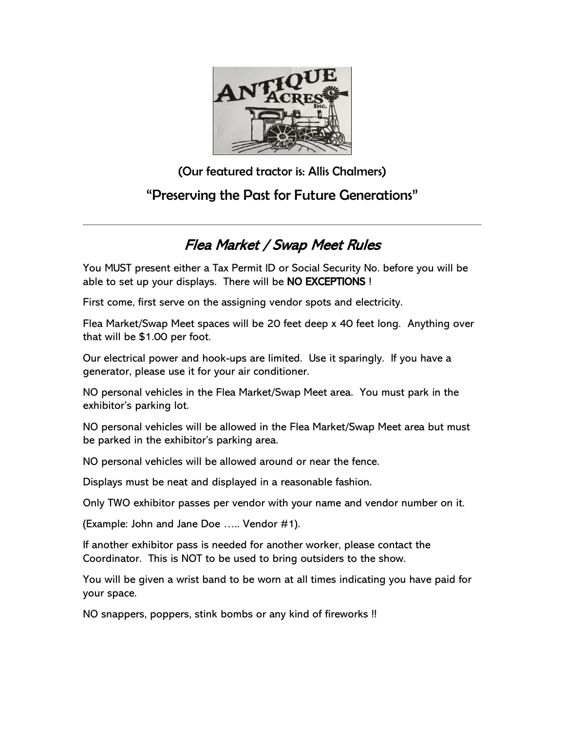(Our featured tractor is: Allis Chalmers)

## "Preserving the Past for Future Generations"

---

# *Flea Market / Swap Meet Rules*

You MUST present either a Tax Permit ID or Social Security No. before you will be able to set up your displays. There will be **NO EXCEPTIONS** !

First come, first serve on the assigning vendor spots and electricity.

Flea Market/Swap Meet spaces will be 20 feet deep x 40 feet long. Anything over that will be $1.00 per foot.

Our electrical power and hook-ups are limited. Use it sparingly. If you have a generator, please use it for your air conditioner.

NO personal vehicles in the Flea Market/Swap Meet area. You must park in the exhibitor's parking lot.

NO personal vehicles will be allowed in the Flea Market/Swap Meet area but must be parked in the exhibitor's parking area.

NO personal vehicles will be allowed around or near the fence.

Displays must be neat and displayed in a reasonable fashion.

Only TWO exhibitor passes per vendor with your name and vendor number on it.

(Example: John and Jane Doe ….. Vendor #1).

If another exhibitor pass is needed for another worker, please contact the Coordinator. This is NOT to be used to bring outsiders to the show.

You will be given a wrist band to be worn at all times indicating you have paid for your space.

NO snappers, poppers, stink bombs or any kind of fireworks !!